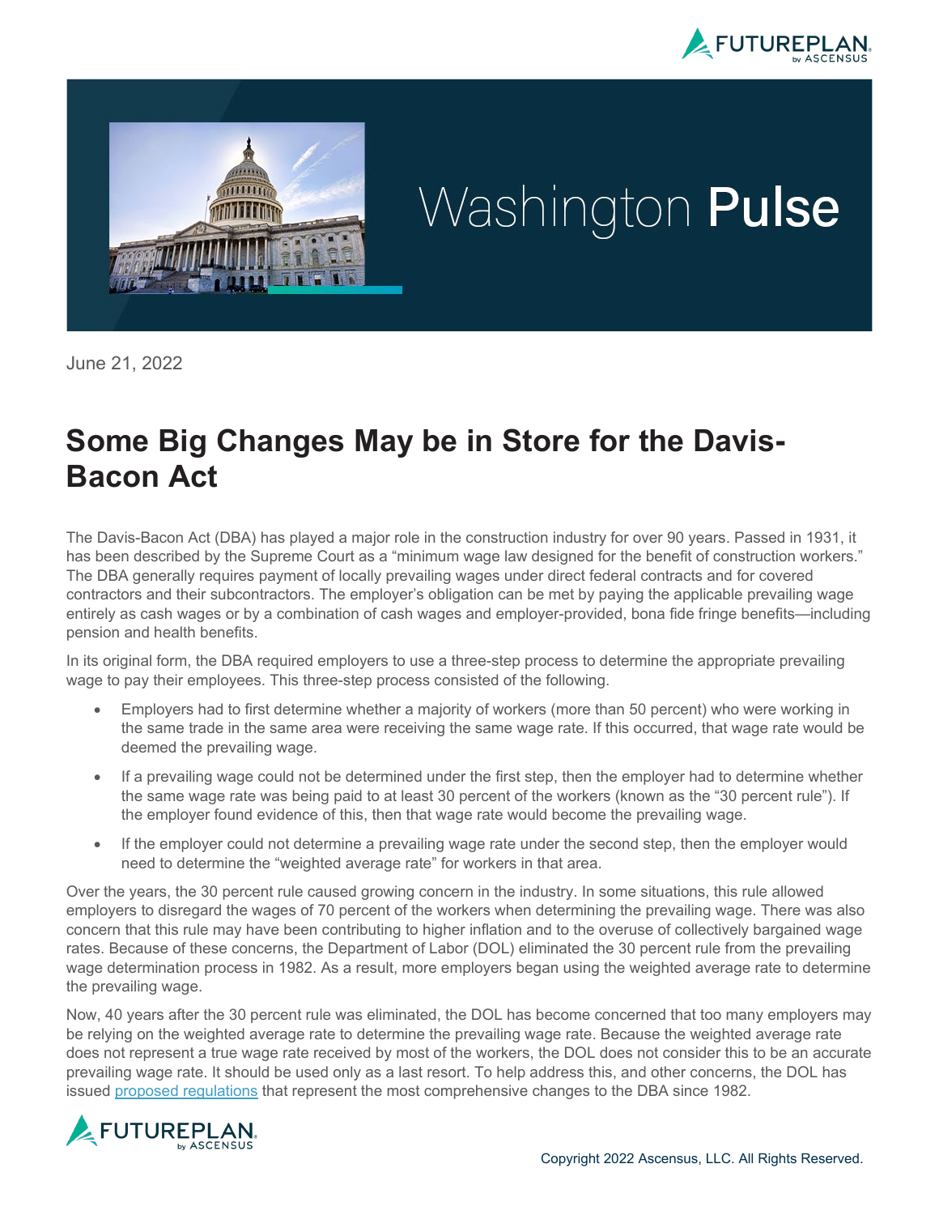Washington **Pulse**

June 21, 2022

# Some Big Changes May be in Store for the Davis-Bacon Act

The Davis-Bacon Act (DBA) has played a major role in the construction industry for over 90 years. Passed in 1931, it has been described by the Supreme Court as a "minimum wage law designed for the benefit of construction workers." The DBA generally requires payment of locally prevailing wages under direct federal contracts and for covered contractors and their subcontractors. The employer's obligation can be met by paying the applicable prevailing wage entirely as cash wages or by a combination of cash wages and employer-provided, bona fide fringe benefits—including pension and health benefits.

In its original form, the DBA required employers to use a three-step process to determine the appropriate prevailing wage to pay their employees. This three-step process consisted of the following.

- Employers had to first determine whether a majority of workers (more than 50 percent) who were working in the same trade in the same area were receiving the same wage rate. If this occurred, that wage rate would be deemed the prevailing wage.
- If a prevailing wage could not be determined under the first step, then the employer had to determine whether the same wage rate was being paid to at least 30 percent of the workers (known as the "30 percent rule"). If the employer found evidence of this, then that wage rate would become the prevailing wage.
- If the employer could not determine a prevailing wage rate under the second step, then the employer would need to determine the "weighted average rate" for workers in that area.

Over the years, the 30 percent rule caused growing concern in the industry. In some situations, this rule allowed employers to disregard the wages of 70 percent of the workers when determining the prevailing wage. There was also concern that this rule may have been contributing to higher inflation and to the overuse of collectively bargained wage rates. Because of these concerns, the Department of Labor (DOL) eliminated the 30 percent rule from the prevailing wage determination process in 1982. As a result, more employers began using the weighted average rate to determine the prevailing wage.

Now, 40 years after the 30 percent rule was eliminated, the DOL has become concerned that too many employers may be relying on the weighted average rate to determine the prevailing wage rate. Because the weighted average rate does not represent a true wage rate received by most of the workers, the DOL does not consider this to be an accurate prevailing wage rate. It should be used only as a last resort. To help address this, and other concerns, the DOL has issued proposed regulations that represent the most comprehensive changes to the DBA since 1982.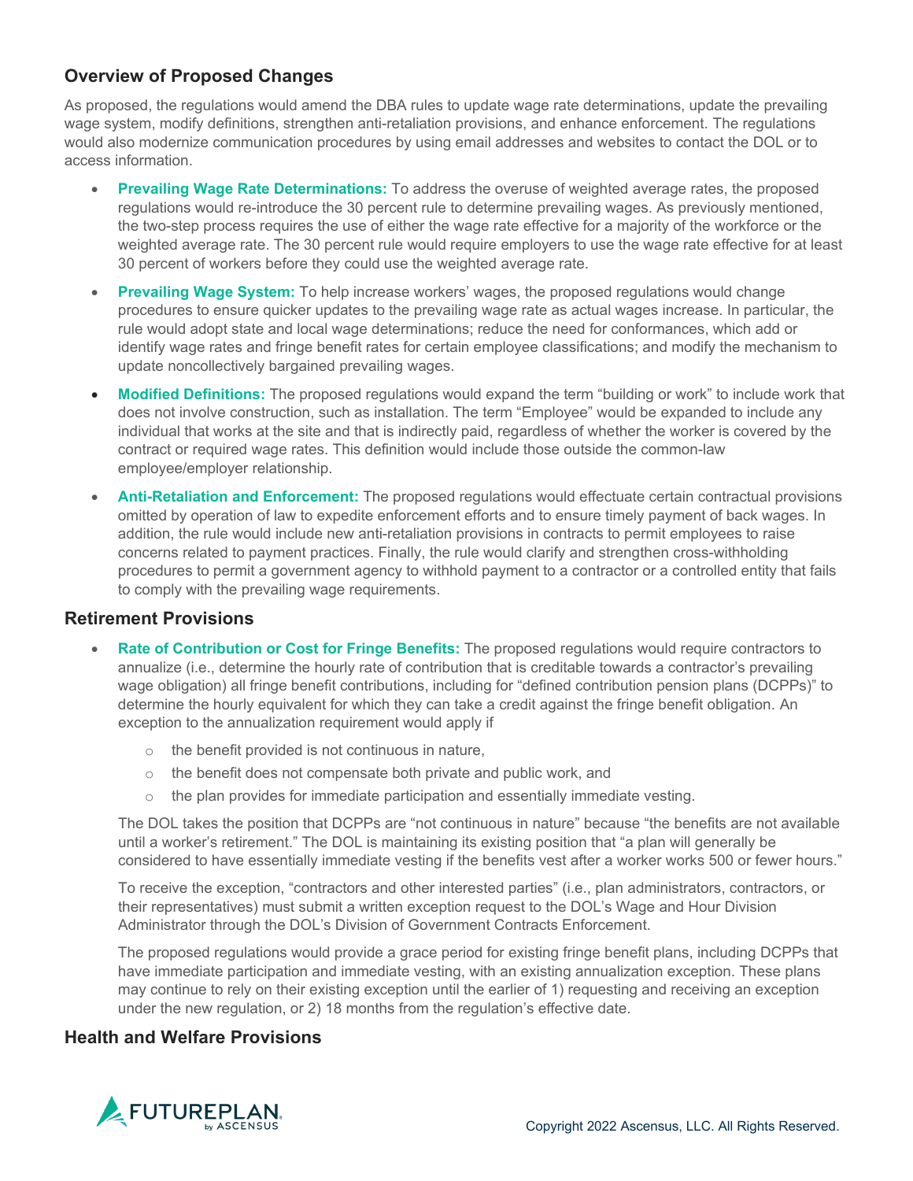## Overview of Proposed Changes

As proposed, the regulations would amend the DBA rules to update wage rate determinations, update the prevailing wage system, modify definitions, strengthen anti-retaliation provisions, and enhance enforcement. The regulations would also modernize communication procedures by using email addresses and websites to contact the DOL or to access information.

- **Prevailing Wage Rate Determinations:** To address the overuse of weighted average rates, the proposed regulations would re-introduce the 30 percent rule to determine prevailing wages. As previously mentioned, the two-step process requires the use of either the wage rate effective for a majority of the workforce or the weighted average rate. The 30 percent rule would require employers to use the wage rate effective for at least 30 percent of workers before they could use the weighted average rate.
- **Prevailing Wage System:** To help increase workers' wages, the proposed regulations would change procedures to ensure quicker updates to the prevailing wage rate as actual wages increase. In particular, the rule would adopt state and local wage determinations; reduce the need for conformances, which add or identify wage rates and fringe benefit rates for certain employee classifications; and modify the mechanism to update noncollectively bargained prevailing wages.
- **Modified Definitions:** The proposed regulations would expand the term "building or work" to include work that does not involve construction, such as installation. The term "Employee" would be expanded to include any individual that works at the site and that is indirectly paid, regardless of whether the worker is covered by the contract or required wage rates. This definition would include those outside the common-law employee/employer relationship.
- **Anti-Retaliation and Enforcement:** The proposed regulations would effectuate certain contractual provisions omitted by operation of law to expedite enforcement efforts and to ensure timely payment of back wages. In addition, the rule would include new anti-retaliation provisions in contracts to permit employees to raise concerns related to payment practices. Finally, the rule would clarify and strengthen cross-withholding procedures to permit a government agency to withhold payment to a contractor or a controlled entity that fails to comply with the prevailing wage requirements.

## Retirement Provisions

- **Rate of Contribution or Cost for Fringe Benefits:** The proposed regulations would require contractors to annualize (i.e., determine the hourly rate of contribution that is creditable towards a contractor's prevailing wage obligation) all fringe benefit contributions, including for "defined contribution pension plans (DCPPs)" to determine the hourly equivalent for which they can take a credit against the fringe benefit obligation. An exception to the annualization requirement would apply if
  - the benefit provided is not continuous in nature,
  - the benefit does not compensate both private and public work, and
  - the plan provides for immediate participation and essentially immediate vesting.

  The DOL takes the position that DCPPs are "not continuous in nature" because "the benefits are not available until a worker's retirement." The DOL is maintaining its existing position that "a plan will generally be considered to have essentially immediate vesting if the benefits vest after a worker works 500 or fewer hours."

  To receive the exception, "contractors and other interested parties" (i.e., plan administrators, contractors, or their representatives) must submit a written exception request to the DOL's Wage and Hour Division Administrator through the DOL's Division of Government Contracts Enforcement.

  The proposed regulations would provide a grace period for existing fringe benefit plans, including DCPPs that have immediate participation and immediate vesting, with an existing annualization exception. These plans may continue to rely on their existing exception until the earlier of 1) requesting and receiving an exception under the new regulation, or 2) 18 months from the regulation's effective date.

## Health and Welfare Provisions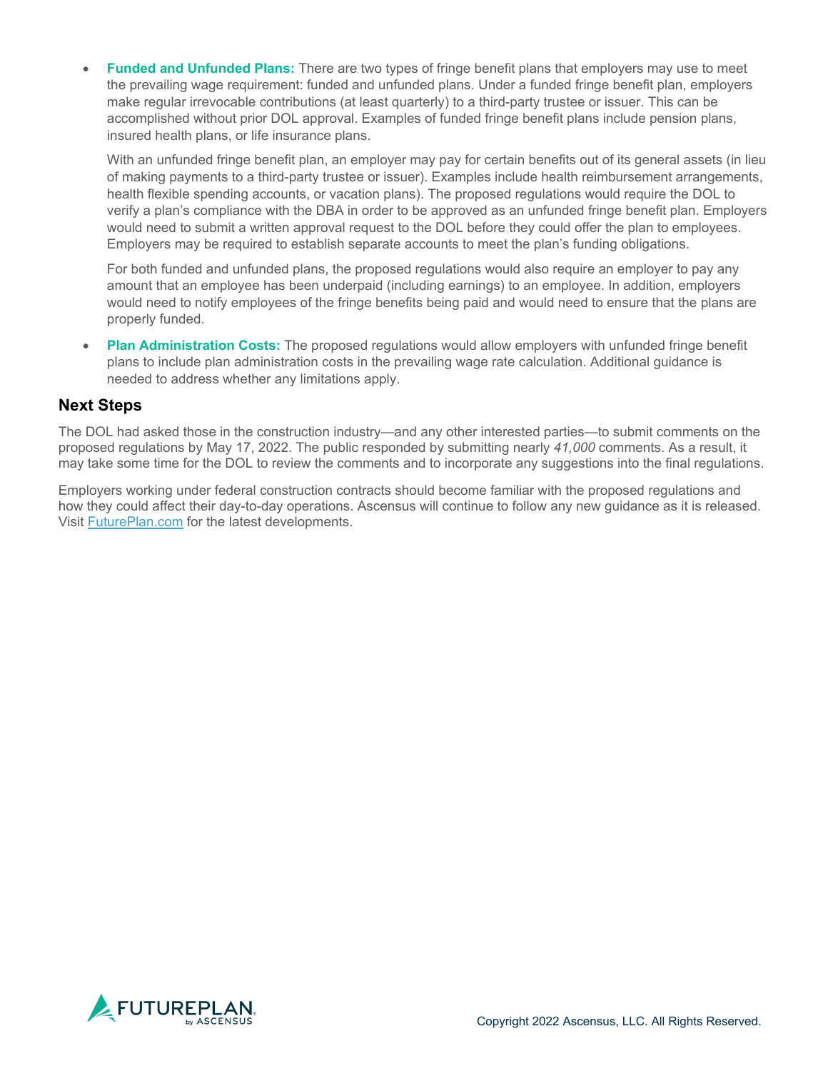- **Funded and Unfunded Plans:** There are two types of fringe benefit plans that employers may use to meet the prevailing wage requirement: funded and unfunded plans. Under a funded fringe benefit plan, employers make regular irrevocable contributions (at least quarterly) to a third-party trustee or issuer. This can be accomplished without prior DOL approval. Examples of funded fringe benefit plans include pension plans, insured health plans, or life insurance plans.

  With an unfunded fringe benefit plan, an employer may pay for certain benefits out of its general assets (in lieu of making payments to a third-party trustee or issuer). Examples include health reimbursement arrangements, health flexible spending accounts, or vacation plans). The proposed regulations would require the DOL to verify a plan's compliance with the DBA in order to be approved as an unfunded fringe benefit plan. Employers would need to submit a written approval request to the DOL before they could offer the plan to employees. Employers may be required to establish separate accounts to meet the plan's funding obligations.

  For both funded and unfunded plans, the proposed regulations would also require an employer to pay any amount that an employee has been underpaid (including earnings) to an employee. In addition, employers would need to notify employees of the fringe benefits being paid and would need to ensure that the plans are properly funded.

- **Plan Administration Costs:** The proposed regulations would allow employers with unfunded fringe benefit plans to include plan administration costs in the prevailing wage rate calculation. Additional guidance is needed to address whether any limitations apply.

## Next Steps

The DOL had asked those in the construction industry—and any other interested parties—to submit comments on the proposed regulations by May 17, 2022. The public responded by submitting nearly *41,000* comments. As a result, it may take some time for the DOL to review the comments and to incorporate any suggestions into the final regulations.

Employers working under federal construction contracts should become familiar with the proposed regulations and how they could affect their day-to-day operations. Ascensus will continue to follow any new guidance as it is released. Visit [FuturePlan.com](FuturePlan.com) for the latest developments.

FUTUREPLAN by ASCENSUS

Copyright 2022 Ascensus, LLC. All Rights Reserved.